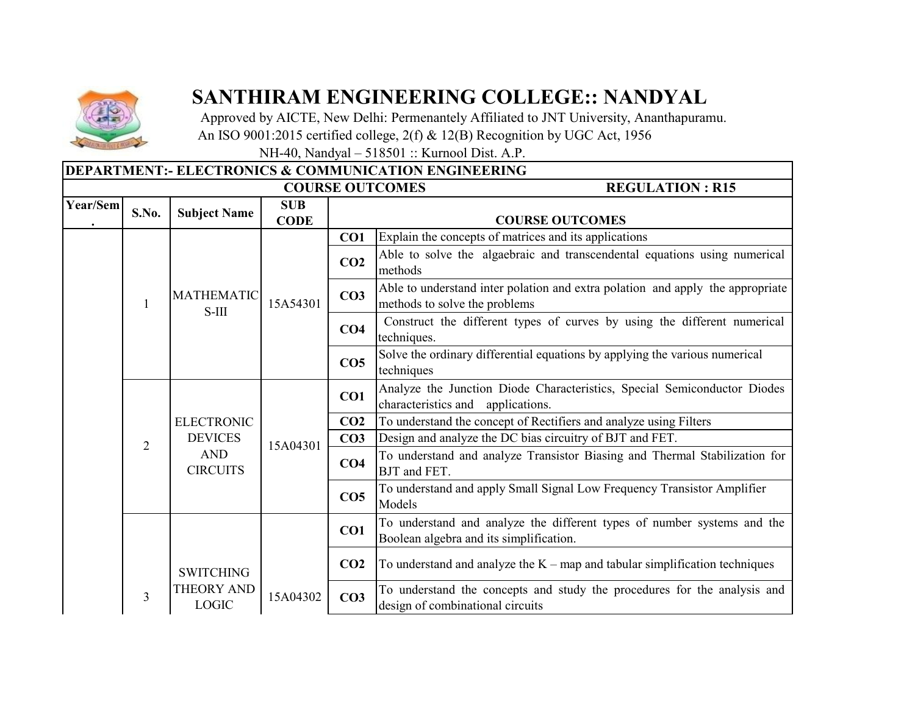# SANTHIRAM ENGINEERING COLLEGE:: NANDYAL

Approved by AICTE, New Delhi: Permenantely Affiliated to JNT University, Ananthapuramu.
An ISO 9001:2015 certified college, 2(f) & 12(B) Recognition by UGC Act, 1956
NH-40, Nandyal – 518501 :: Kurnool Dist. A.P.

**DEPARTMENT:- ELECTRONICS & COMMUNICATION ENGINEERING**

**COURSE OUTCOMES** **REGULATION : R15**

| Year/Sem. | S.No. | Subject Name | SUB CODE | | COURSE OUTCOMES |
|---|---|---|---|---|---|
| | 1 | MATHEMATICS-III | 15A54301 | **CO1** | Explain the concepts of matrices and its applications |
| | | | | **CO2** | Able to solve the algaebraic and transcendental equations using numerical methods |
| | | | | **CO3** | Able to understand inter polation and extra polation and apply the appropriate methods to solve the problems |
| | | | | **CO4** | Construct the different types of curves by using the different numerical techniques. |
| | | | | **CO5** | Solve the ordinary differential equations by applying the various numerical techniques |
| | 2 | ELECTRONIC DEVICES AND CIRCUITS | 15A04301 | **CO1** | Analyze the Junction Diode Characteristics, Special Semiconductor Diodes characteristics and applications. |
| | | | | **CO2** | To understand the concept of Rectifiers and analyze using Filters |
| | | | | **CO3** | Design and analyze the DC bias circuitry of BJT and FET. |
| | | | | **CO4** | To understand and analyze Transistor Biasing and Thermal Stabilization for BJT and FET. |
| | | | | **CO5** | To understand and apply Small Signal Low Frequency Transistor Amplifier Models |
| | 3 | SWITCHING THEORY AND LOGIC | 15A04302 | **CO1** | To understand and analyze the different types of number systems and the Boolean algebra and its simplification. |
| | | | | **CO2** | To understand and analyze the K – map and tabular simplification techniques |
| | | | | **CO3** | To understand the concepts and study the procedures for the analysis and design of combinational circuits |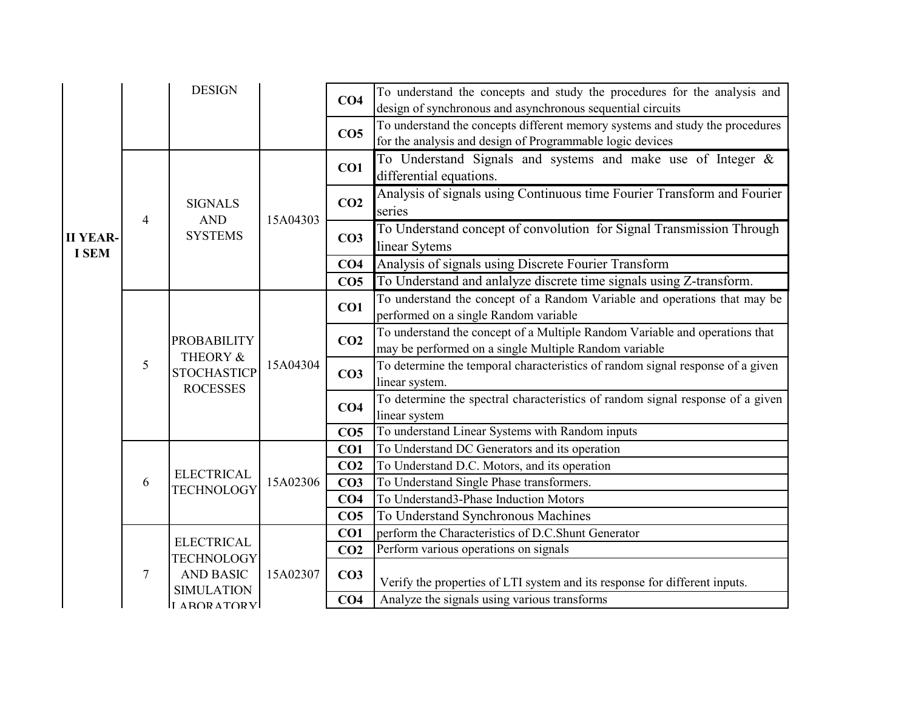| | | | | | |
|---|---|---|---|---|---|
| II YEAR-I SEM | | DESIGN | | CO4 | To understand the concepts and study the procedures for the analysis and design of synchronous and asynchronous sequential circuits |
| | | | | CO5 | To understand the concepts different memory systems and study the procedures for the analysis and design of Programmable logic devices |
| | 4 | SIGNALS AND SYSTEMS | 15A04303 | CO1 | To Understand Signals and systems and make use of Integer & differential equations. |
| | | | | CO2 | Analysis of signals using Continuous time Fourier Transform and Fourier series |
| | | | | CO3 | To Understand concept of convolution for Signal Transmission Through linear Sytems |
| | | | | CO4 | Analysis of signals using Discrete Fourier Transform |
| | | | | CO5 | To Understand and anlalyze discrete time signals using Z-transform. |
| | 5 | PROBABILITY THEORY & STOCHASTICPROCESSES | 15A04304 | CO1 | To understand the concept of a Random Variable and operations that may be performed on a single Random variable |
| | | | | CO2 | To understand the concept of a Multiple Random Variable and operations that may be performed on a single Multiple Random variable |
| | | | | CO3 | To determine the temporal characteristics of random signal response of a given linear system. |
| | | | | CO4 | To determine the spectral characteristics of random signal response of a given linear system |
| | | | | CO5 | To understand Linear Systems with Random inputs |
| | 6 | ELECTRICAL TECHNOLOGY | 15A02306 | CO1 | To Understand DC Generators and its operation |
| | | | | CO2 | To Understand D.C. Motors, and its operation |
| | | | | CO3 | To Understand Single Phase transformers. |
| | | | | CO4 | To Understand3-Phase Induction Motors |
| | | | | CO5 | To Understand Synchronous Machines |
| | 7 | ELECTRICAL TECHNOLOGY AND BASIC SIMULATION LABORATORY | 15A02307 | CO1 | perform the Characteristics of D.C.Shunt Generator |
| | | | | CO2 | Perform various operations on signals |
| | | | | CO3 | Verify the properties of LTI system and its response for different inputs. |
| | | | | CO4 | Analyze the signals using various transforms |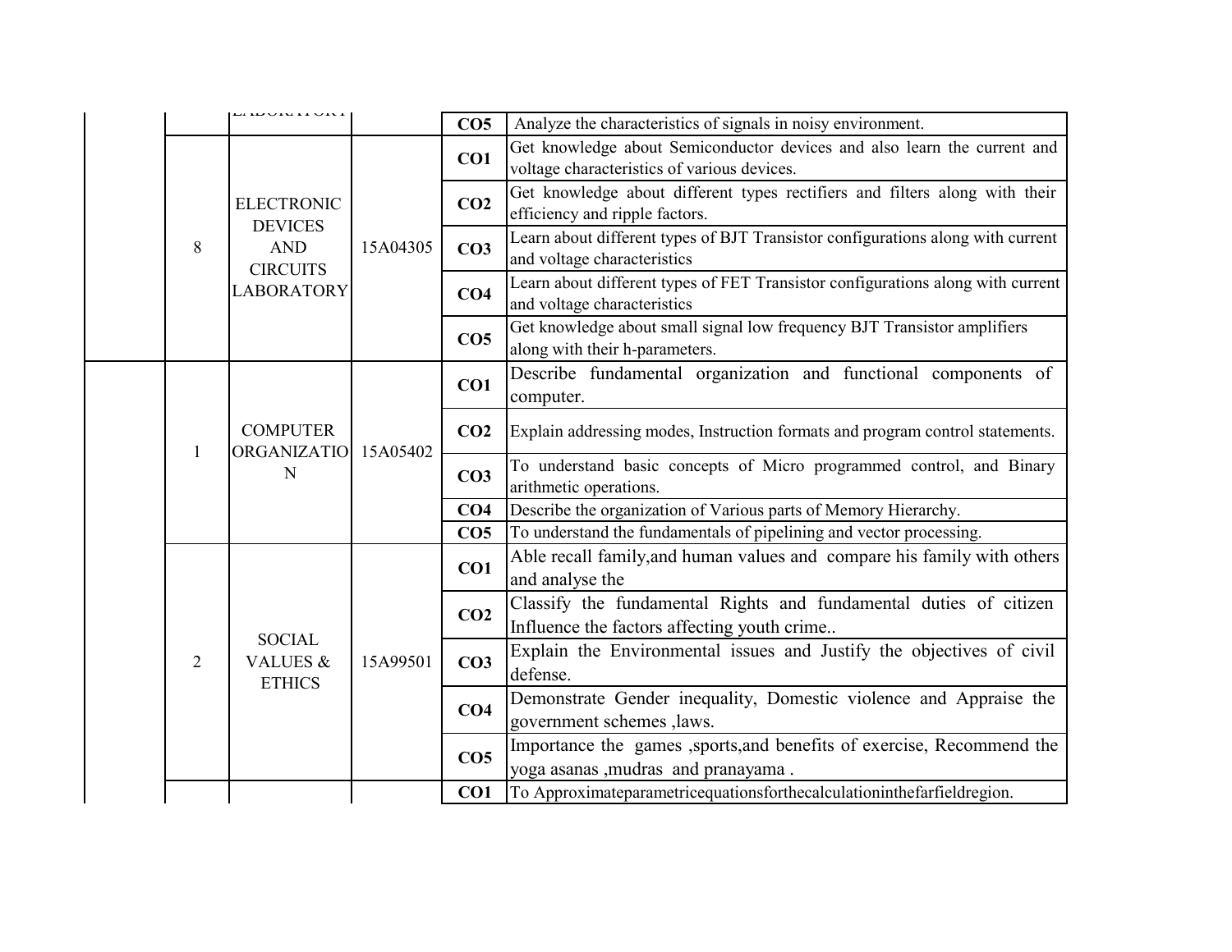| | | | | | |
|---|---|---|---|---|---|
| | | LABORATORY | | **CO5** | Analyze the characteristics of signals in noisy environment. |
| | 8 | ELECTRONIC DEVICES AND CIRCUITS LABORATORY | 15A04305 | **CO1** | Get knowledge about Semiconductor devices and also learn the current and voltage characteristics of various devices. |
| | | | | **CO2** | Get knowledge about different types rectifiers and filters along with their efficiency and ripple factors. |
| | | | | **CO3** | Learn about different types of BJT Transistor configurations along with current and voltage characteristics |
| | | | | **CO4** | Learn about different types of FET Transistor configurations along with current and voltage characteristics |
| | | | | **CO5** | Get knowledge about small signal low frequency BJT Transistor amplifiers along with their h-parameters. |
| | 1 | COMPUTER ORGANIZATION | 15A05402 | **CO1** | Describe fundamental organization and functional components of computer. |
| | | | | **CO2** | Explain addressing modes, Instruction formats and program control statements. |
| | | | | **CO3** | To understand basic concepts of Micro programmed control, and Binary arithmetic operations. |
| | | | | **CO4** | Describe the organization of Various parts of Memory Hierarchy. |
| | | | | **CO5** | To understand the fundamentals of pipelining and vector processing. |
| | 2 | SOCIAL VALUES & ETHICS | 15A99501 | **CO1** | Able recall family,and human values and compare his family with others and analyse the |
| | | | | **CO2** | Classify the fundamental Rights and fundamental duties of citizen Influence the factors affecting youth crime.. |
| | | | | **CO3** | Explain the Environmental issues and Justify the objectives of civil defense. |
| | | | | **CO4** | Demonstrate Gender inequality, Domestic violence and Appraise the government schemes ,laws. |
| | | | | **CO5** | Importance the games ,sports,and benefits of exercise, Recommend the yoga asanas ,mudras and pranayama . |
| | | | | **CO1** | To Approximateparametricequationsforthecalculationinthefarfieldregion. |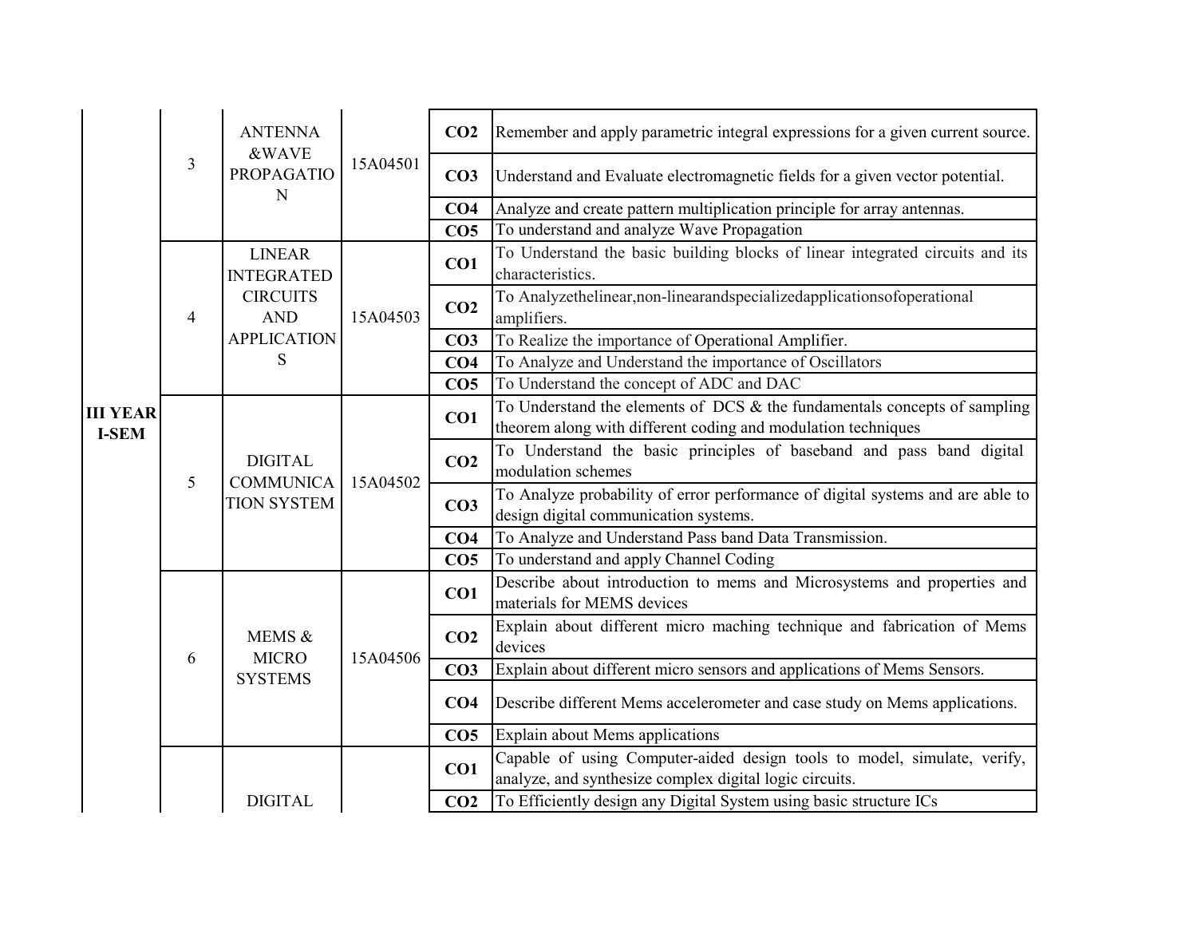| | | | | | |
|---|---|---|---|---|---|
| III YEAR I-SEM | 3 | ANTENNA &WAVE PROPAGATION | 15A04501 | **CO2** | Remember and apply parametric integral expressions for a given current source. |
| | | | | **CO3** | Understand and Evaluate electromagnetic fields for a given vector potential. |
| | | | | **CO4** | Analyze and create pattern multiplication principle for array antennas. |
| | | | | **CO5** | To understand and analyze Wave Propagation |
| | 4 | LINEAR INTEGRATED CIRCUITS AND APPLICATIONS | 15A04503 | **CO1** | To Understand the basic building blocks of linear integrated circuits and its characteristics. |
| | | | | **CO2** | To Analyzethelinear,non-linearandspecializedapplicationsofoperational amplifiers. |
| | | | | **CO3** | To Realize the importance of Operational Amplifier. |
| | | | | **CO4** | To Analyze and Understand the importance of Oscillators |
| | | | | **CO5** | To Understand the concept of ADC and DAC |
| | 5 | DIGITAL COMMUNICATION SYSTEM | 15A04502 | **CO1** | To Understand the elements of DCS & the fundamentals concepts of sampling theorem along with different coding and modulation techniques |
| | | | | **CO2** | To Understand the basic principles of baseband and pass band digital modulation schemes |
| | | | | **CO3** | To Analyze probability of error performance of digital systems and are able to design digital communication systems. |
| | | | | **CO4** | To Analyze and Understand Pass band Data Transmission. |
| | | | | **CO5** | To understand and apply Channel Coding |
| | 6 | MEMS & MICRO SYSTEMS | 15A04506 | **CO1** | Describe about introduction to mems and Microsystems and properties and materials for MEMS devices |
| | | | | **CO2** | Explain about different micro maching technique and fabrication of Mems devices |
| | | | | **CO3** | Explain about different micro sensors and applications of Mems Sensors. |
| | | | | **CO4** | Describe different Mems accelerometer and case study on Mems applications. |
| | | | | **CO5** | Explain about Mems applications |
| | | DIGITAL | | **CO1** | Capable of using Computer-aided design tools to model, simulate, verify, analyze, and synthesize complex digital logic circuits. |
| | | | | **CO2** | To Efficiently design any Digital System using basic structure ICs |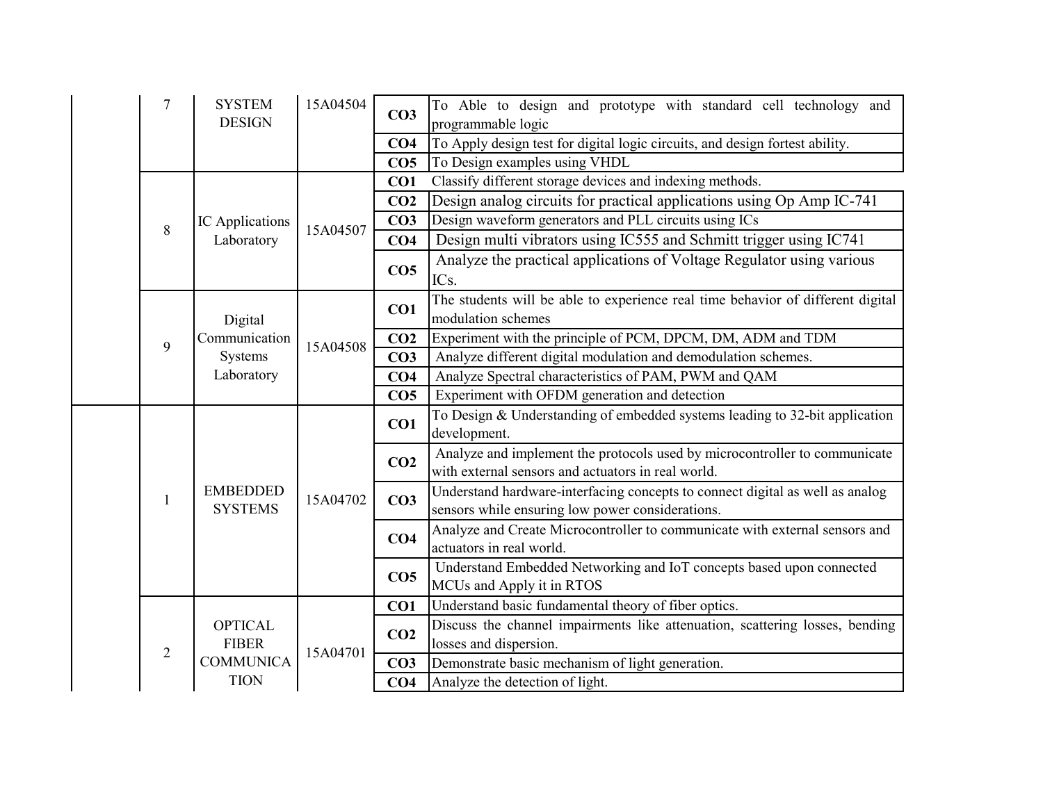| | S.No | Course Name | Course Code | CO | Course Outcome |
|---|---|---|---|---|---|
| | 7 | SYSTEM DESIGN | 15A04504 | **CO3** | To Able to design and prototype with standard cell technology and programmable logic |
| | | | | **CO4** | To Apply design test for digital logic circuits, and design fortest ability. |
| | | | | **CO5** | To Design examples using VHDL |
| | 8 | IC Applications Laboratory | 15A04507 | **CO1** | Classify different storage devices and indexing methods. |
| | | | | **CO2** | Design analog circuits for practical applications using Op Amp IC-741 |
| | | | | **CO3** | Design waveform generators and PLL circuits using ICs |
| | | | | **CO4** | Design multi vibrators using IC555 and Schmitt trigger using IC741 |
| | | | | **CO5** | Analyze the practical applications of Voltage Regulator using various ICs. |
| | 9 | Digital Communication Systems Laboratory | 15A04508 | **CO1** | The students will be able to experience real time behavior of different digital modulation schemes |
| | | | | **CO2** | Experiment with the principle of PCM, DPCM, DM, ADM and TDM |
| | | | | **CO3** | Analyze different digital modulation and demodulation schemes. |
| | | | | **CO4** | Analyze Spectral characteristics of PAM, PWM and QAM |
| | | | | **CO5** | Experiment with OFDM generation and detection |
| | 1 | EMBEDDED SYSTEMS | 15A04702 | **CO1** | To Design & Understanding of embedded systems leading to 32-bit application development. |
| | | | | **CO2** | Analyze and implement the protocols used by microcontroller to communicate with external sensors and actuators in real world. |
| | | | | **CO3** | Understand hardware-interfacing concepts to connect digital as well as analog sensors while ensuring low power considerations. |
| | | | | **CO4** | Analyze and Create Microcontroller to communicate with external sensors and actuators in real world. |
| | | | | **CO5** | Understand Embedded Networking and IoT concepts based upon connected MCUs and Apply it in RTOS |
| | 2 | OPTICAL FIBER COMMUNICATION | 15A04701 | **CO1** | Understand basic fundamental theory of fiber optics. |
| | | | | **CO2** | Discuss the channel impairments like attenuation, scattering losses, bending losses and dispersion. |
| | | | | **CO3** | Demonstrate basic mechanism of light generation. |
| | | | | **CO4** | Analyze the detection of light. |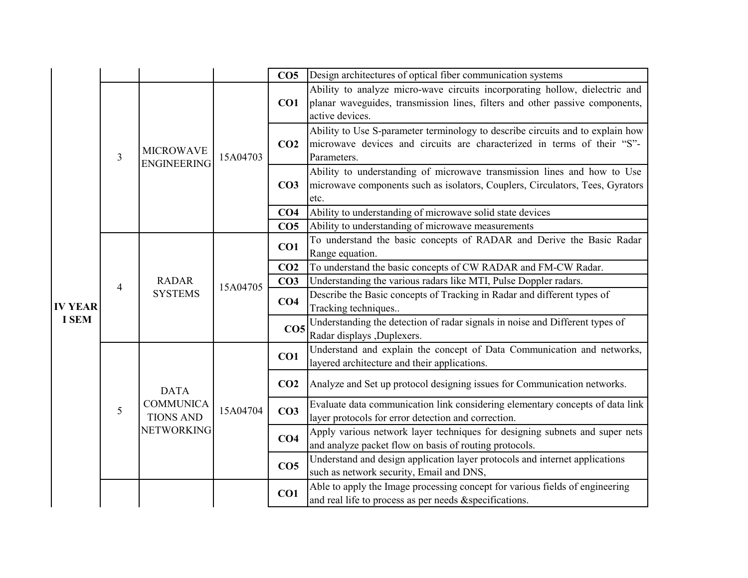| | | | | | |
|---|---|---|---|---|---|
| IV YEAR I SEM | | | | CO5 | Design architectures of optical fiber communication systems |
| | 3 | MICROWAVE ENGINEERING | 15A04703 | CO1 | Ability to analyze micro-wave circuits incorporating hollow, dielectric and planar waveguides, transmission lines, filters and other passive components, active devices. |
| | | | | CO2 | Ability to Use S-parameter terminology to describe circuits and to explain how microwave devices and circuits are characterized in terms of their "S"-Parameters. |
| | | | | CO3 | Ability to understanding of microwave transmission lines and how to Use microwave components such as isolators, Couplers, Circulators, Tees, Gyrators etc. |
| | | | | CO4 | Ability to understanding of microwave solid state devices |
| | | | | CO5 | Ability to understanding of microwave measurements |
| | 4 | RADAR SYSTEMS | 15A04705 | CO1 | To understand the basic concepts of RADAR and Derive the Basic Radar Range equation. |
| | | | | CO2 | To understand the basic concepts of CW RADAR and FM-CW Radar. |
| | | | | CO3 | Understanding the various radars like MTI, Pulse Doppler radars. |
| | | | | CO4 | Describe the Basic concepts of Tracking in Radar and different types of Tracking techniques.. |
| | | | | CO5 | Understanding the detection of radar signals in noise and Different types of Radar displays ,Duplexers. |
| | 5 | DATA COMMUNICATIONS AND NETWORKING | 15A04704 | CO1 | Understand and explain the concept of Data Communication and networks, layered architecture and their applications. |
| | | | | CO2 | Analyze and Set up protocol designing issues for Communication networks. |
| | | | | CO3 | Evaluate data communication link considering elementary concepts of data link layer protocols for error detection and correction. |
| | | | | CO4 | Apply various network layer techniques for designing subnets and super nets and analyze packet flow on basis of routing protocols. |
| | | | | CO5 | Understand and design application layer protocols and internet applications such as network security, Email and DNS, |
| | | | | CO1 | Able to apply the Image processing concept for various fields of engineering and real life to process as per needs &specifications. |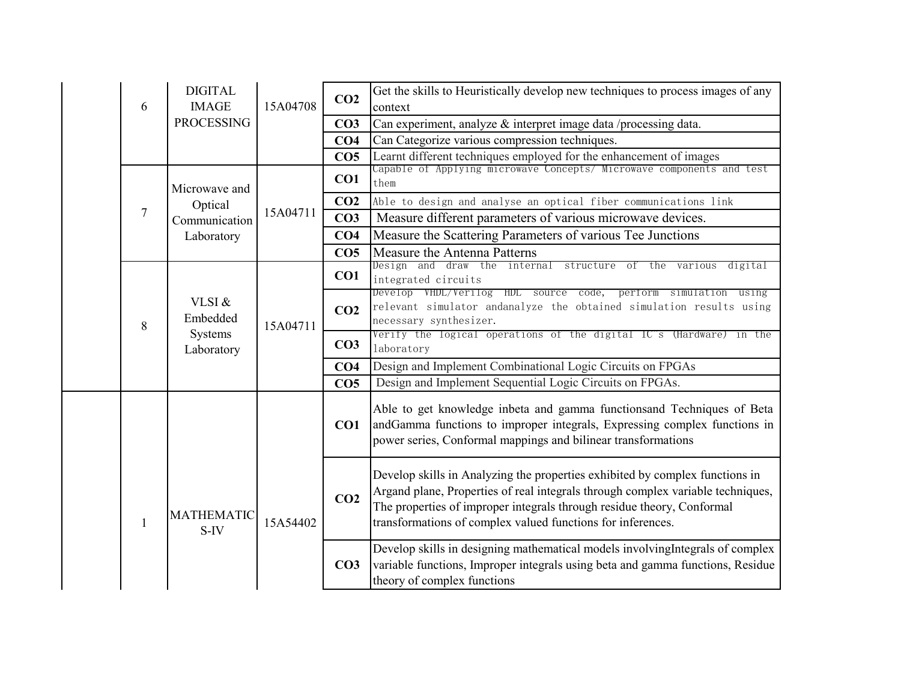| | | | | | |
|---|---|---|---|---|---|
| | 6 | DIGITAL IMAGE PROCESSING | 15A04708 | **CO2** | Get the skills to Heuristically develop new techniques to process images of any context |
| | | | | **CO3** | Can experiment, analyze & interpret image data /processing data. |
| | | | | **CO4** | Can Categorize various compression techniques. |
| | | | | **CO5** | Learnt different techniques employed for the enhancement of images |
| | 7 | Microwave and Optical Communication Laboratory | 15A04711 | **CO1** | Capable of Applying microwave Concepts/ Microwave components and test them |
| | | | | **CO2** | Able to design and analyse an optical fiber communications link |
| | | | | **CO3** | Measure different parameters of various microwave devices. |
| | | | | **CO4** | Measure the Scattering Parameters of various Tee Junctions |
| | | | | **CO5** | Measure the Antenna Patterns |
| | 8 | VLSI & Embedded Systems Laboratory | 15A04711 | **CO1** | Design and draw the internal structure of the various digital integrated circuits |
| | | | | **CO2** | Develop VHDL/Verilog HDL source code, perform simulation using relevant simulator andanalyze the obtained simulation results using necessary synthesizer. |
| | | | | **CO3** | Verify the logical operations of the digital IC's (Hardware) in the laboratory |
| | | | | **CO4** | Design and Implement Combinational Logic Circuits on FPGAs |
| | | | | **CO5** | Design and Implement Sequential Logic Circuits on FPGAs. |
| | 1 | MATHEMATICS-IV | 15A54402 | **CO1** | Able to get knowledge inbeta and gamma functionsand Techniques of Beta andGamma functions to improper integrals, Expressing complex functions in power series, Conformal mappings and bilinear transformations |
| | | | | **CO2** | Develop skills in Analyzing the properties exhibited by complex functions in Argand plane, Properties of real integrals through complex variable techniques, The properties of improper integrals through residue theory, Conformal transformations of complex valued functions for inferences. |
| | | | | **CO3** | Develop skills in designing mathematical models involvingIntegrals of complex variable functions, Improper integrals using beta and gamma functions, Residue theory of complex functions |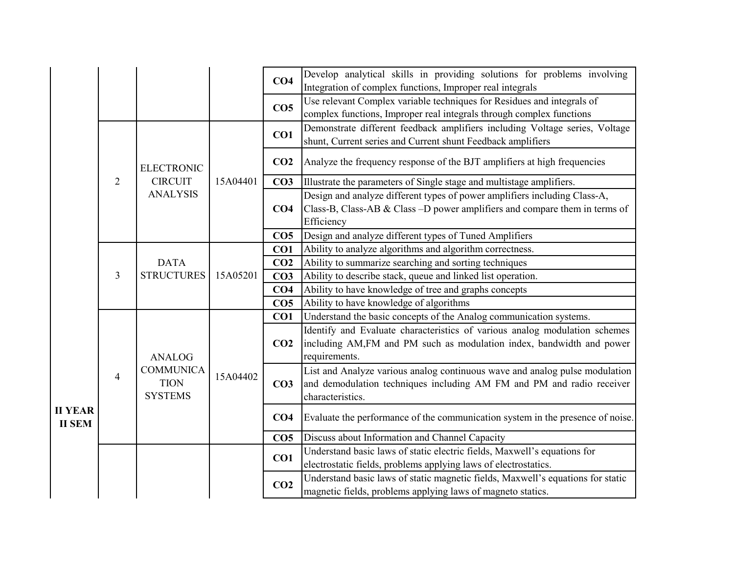| | | | | | |
|---|---|---|---|---|---|
| II YEAR II SEM | | | | CO4 | Develop analytical skills in providing solutions for problems involving Integration of complex functions, Improper real integrals |
| | | | | CO5 | Use relevant Complex variable techniques for Residues and integrals of complex functions, Improper real integrals through complex functions |
| | 2 | ELECTRONIC CIRCUIT ANALYSIS | 15A04401 | CO1 | Demonstrate different feedback amplifiers including Voltage series, Voltage shunt, Current series and Current shunt Feedback amplifiers |
| | | | | CO2 | Analyze the frequency response of the BJT amplifiers at high frequencies |
| | | | | CO3 | Illustrate the parameters of Single stage and multistage amplifiers. |
| | | | | CO4 | Design and analyze different types of power amplifiers including Class-A, Class-B, Class-AB & Class –D power amplifiers and compare them in terms of Efficiency |
| | | | | CO5 | Design and analyze different types of Tuned Amplifiers |
| | 3 | DATA STRUCTURES | 15A05201 | CO1 | Ability to analyze algorithms and algorithm correctness. |
| | | | | CO2 | Ability to summarize searching and sorting techniques |
| | | | | CO3 | Ability to describe stack, queue and linked list operation. |
| | | | | CO4 | Ability to have knowledge of tree and graphs concepts |
| | | | | CO5 | Ability to have knowledge of algorithms |
| | 4 | ANALOG COMMUNICATION SYSTEMS | 15A04402 | CO1 | Understand the basic concepts of the Analog communication systems. |
| | | | | CO2 | Identify and Evaluate characteristics of various analog modulation schemes including AM,FM and PM such as modulation index, bandwidth and power requirements. |
| | | | | CO3 | List and Analyze various analog continuous wave and analog pulse modulation and demodulation techniques including AM FM and PM and radio receiver characteristics. |
| | | | | CO4 | Evaluate the performance of the communication system in the presence of noise. |
| | | | | CO5 | Discuss about Information and Channel Capacity |
| | | | | CO1 | Understand basic laws of static electric fields, Maxwell's equations for electrostatic fields, problems applying laws of electrostatics. |
| | | | | CO2 | Understand basic laws of static magnetic fields, Maxwell's equations for static magnetic fields, problems applying laws of magneto statics. |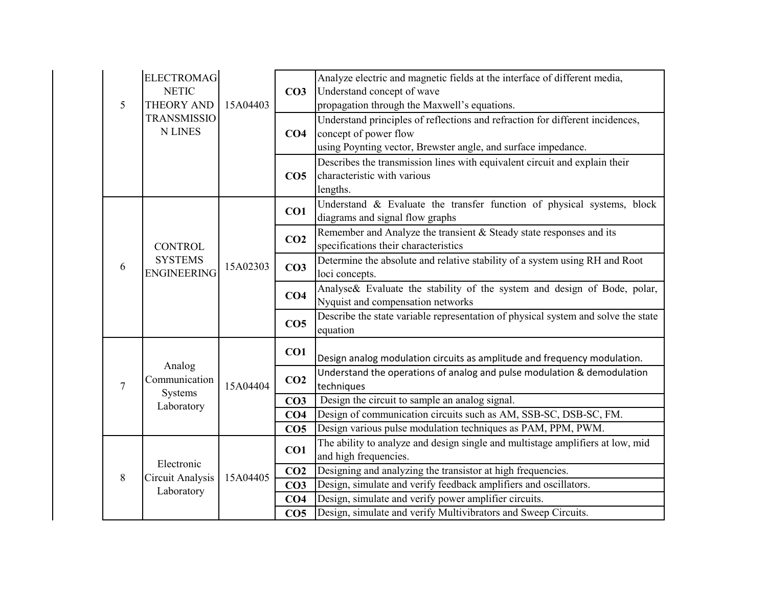| | | | | |
|---|---|---|---|---|
| 5 | ELECTROMAGNETIC THEORY AND TRANSMISSION LINES | 15A04403 | **CO3** | Analyze electric and magnetic fields at the interface of different media, Understand concept of wave propagation through the Maxwell's equations. |
| | | | **CO4** | Understand principles of reflections and refraction for different incidences, concept of power flow using Poynting vector, Brewster angle, and surface impedance. |
| | | | **CO5** | Describes the transmission lines with equivalent circuit and explain their characteristic with various lengths. |
| 6 | CONTROL SYSTEMS ENGINEERING | 15A02303 | **CO1** | Understand & Evaluate the transfer function of physical systems, block diagrams and signal flow graphs |
| | | | **CO2** | Remember and Analyze the transient & Steady state responses and its specifications their characteristics |
| | | | **CO3** | Determine the absolute and relative stability of a system using RH and Root loci concepts. |
| | | | **CO4** | Analyse& Evaluate the stability of the system and design of Bode, polar, Nyquist and compensation networks |
| | | | **CO5** | Describe the state variable representation of physical system and solve the state equation |
| 7 | Analog Communication Systems Laboratory | 15A04404 | **CO1** | Design analog modulation circuits as amplitude and frequency modulation. |
| | | | **CO2** | Understand the operations of analog and pulse modulation & demodulation techniques |
| | | | **CO3** | Design the circuit to sample an analog signal. |
| | | | **CO4** | Design of communication circuits such as AM, SSB-SC, DSB-SC, FM. |
| | | | **CO5** | Design various pulse modulation techniques as PAM, PPM, PWM. |
| 8 | Electronic Circuit Analysis Laboratory | 15A04405 | **CO1** | The ability to analyze and design single and multistage amplifiers at low, mid and high frequencies. |
| | | | **CO2** | Designing and analyzing the transistor at high frequencies. |
| | | | **CO3** | Design, simulate and verify feedback amplifiers and oscillators. |
| | | | **CO4** | Design, simulate and verify power amplifier circuits. |
| | | | **CO5** | Design, simulate and verify Multivibrators and Sweep Circuits. |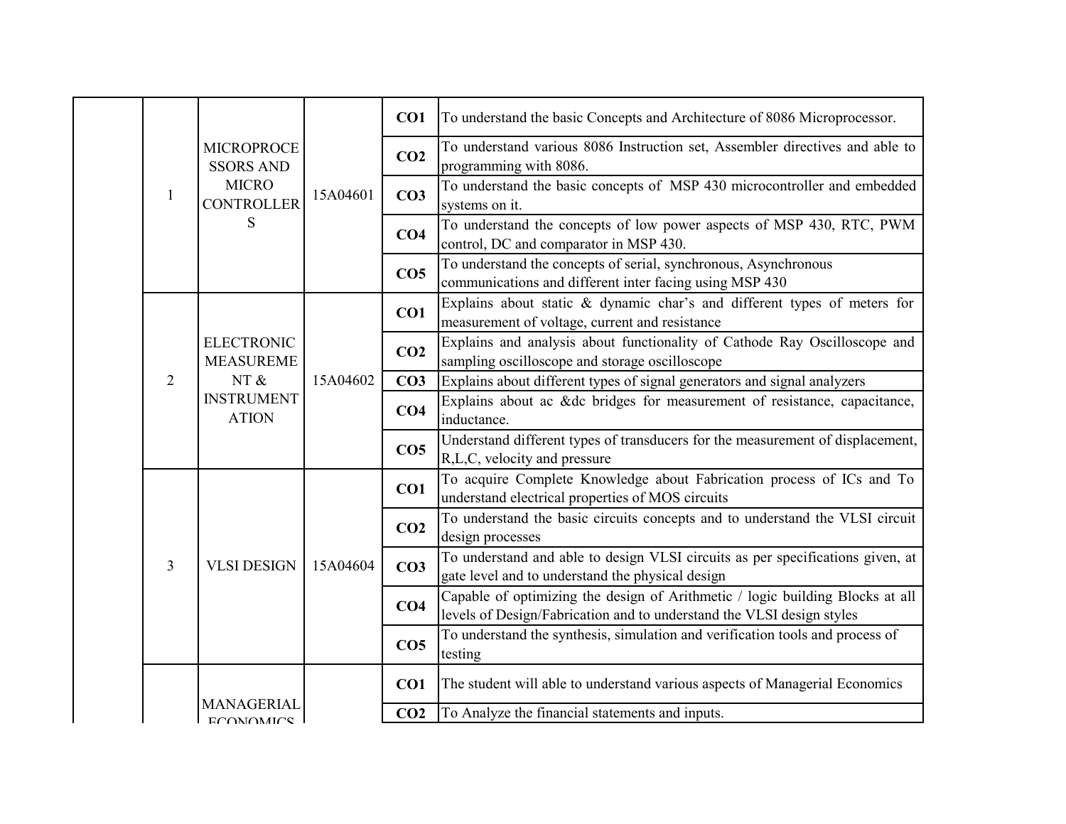| | | | | | |
|---|---|---|---|---|---|
| | 1 | MICROPROCESSORS AND MICRO CONTROLLERS | 15A04601 | **CO1** | To understand the basic Concepts and Architecture of 8086 Microprocessor. |
| | | | | **CO2** | To understand various 8086 Instruction set, Assembler directives and able to programming with 8086. |
| | | | | **CO3** | To understand the basic concepts of MSP 430 microcontroller and embedded systems on it. |
| | | | | **CO4** | To understand the concepts of low power aspects of MSP 430, RTC, PWM control, DC and comparator in MSP 430. |
| | | | | **CO5** | To understand the concepts of serial, synchronous, Asynchronous communications and different inter facing using MSP 430 |
| | 2 | ELECTRONIC MEASUREMENT & INSTRUMENTATION | 15A04602 | **CO1** | Explains about static & dynamic char's and different types of meters for measurement of voltage, current and resistance |
| | | | | **CO2** | Explains and analysis about functionality of Cathode Ray Oscilloscope and sampling oscilloscope and storage oscilloscope |
| | | | | **CO3** | Explains about different types of signal generators and signal analyzers |
| | | | | **CO4** | Explains about ac &dc bridges for measurement of resistance, capacitance, inductance. |
| | | | | **CO5** | Understand different types of transducers for the measurement of displacement, R,L,C, velocity and pressure |
| | 3 | VLSI DESIGN | 15A04604 | **CO1** | To acquire Complete Knowledge about Fabrication process of ICs and To understand electrical properties of MOS circuits |
| | | | | **CO2** | To understand the basic circuits concepts and to understand the VLSI circuit design processes |
| | | | | **CO3** | To understand and able to design VLSI circuits as per specifications given, at gate level and to understand the physical design |
| | | | | **CO4** | Capable of optimizing the design of Arithmetic / logic building Blocks at all levels of Design/Fabrication and to understand the VLSI design styles |
| | | | | **CO5** | To understand the synthesis, simulation and verification tools and process of testing |
| | | MANAGERIAL ECONOMICS | | **CO1** | The student will able to understand various aspects of Managerial Economics |
| | | | | **CO2** | To Analyze the financial statements and inputs. |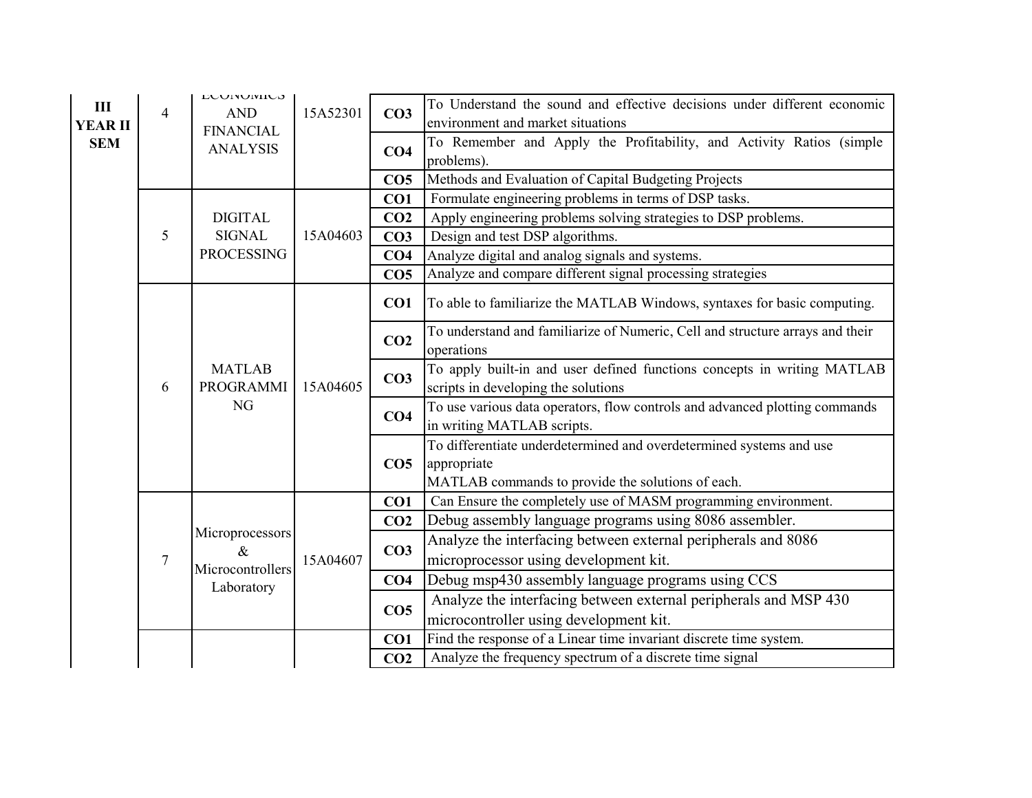| III YEAR II SEM | 4 | ECONOMICS AND FINANCIAL ANALYSIS | 15A52301 | **CO3** | To Understand the sound and effective decisions under different economic environment and market situations |
|---|---|---|---|---|---|
| | | | | **CO4** | To Remember and Apply the Profitability, and Activity Ratios (simple problems). |
| | | | | **CO5** | Methods and Evaluation of Capital Budgeting Projects |
| | 5 | DIGITAL SIGNAL PROCESSING | 15A04603 | **CO1** | Formulate engineering problems in terms of DSP tasks. |
| | | | | **CO2** | Apply engineering problems solving strategies to DSP problems. |
| | | | | **CO3** | Design and test DSP algorithms. |
| | | | | **CO4** | Analyze digital and analog signals and systems. |
| | | | | **CO5** | Analyze and compare different signal processing strategies |
| | 6 | MATLAB PROGRAMMING | 15A04605 | **CO1** | To able to familiarize the MATLAB Windows, syntaxes for basic computing. |
| | | | | **CO2** | To understand and familiarize of Numeric, Cell and structure arrays and their operations |
| | | | | **CO3** | To apply built-in and user defined functions concepts in writing MATLAB scripts in developing the solutions |
| | | | | **CO4** | To use various data operators, flow controls and advanced plotting commands in writing MATLAB scripts. |
| | | | | **CO5** | To differentiate underdetermined and overdetermined systems and use appropriate MATLAB commands to provide the solutions of each. |
| | 7 | Microprocessors & Microcontrollers Laboratory | 15A04607 | **CO1** | Can Ensure the completely use of MASM programming environment. |
| | | | | **CO2** | Debug assembly language programs using 8086 assembler. |
| | | | | **CO3** | Analyze the interfacing between external peripherals and 8086 microprocessor using development kit. |
| | | | | **CO4** | Debug msp430 assembly language programs using CCS |
| | | | | **CO5** | Analyze the interfacing between external peripherals and MSP 430 microcontroller using development kit. |
| | | | | **CO1** | Find the response of a Linear time invariant discrete time system. |
| | | | | **CO2** | Analyze the frequency spectrum of a discrete time signal |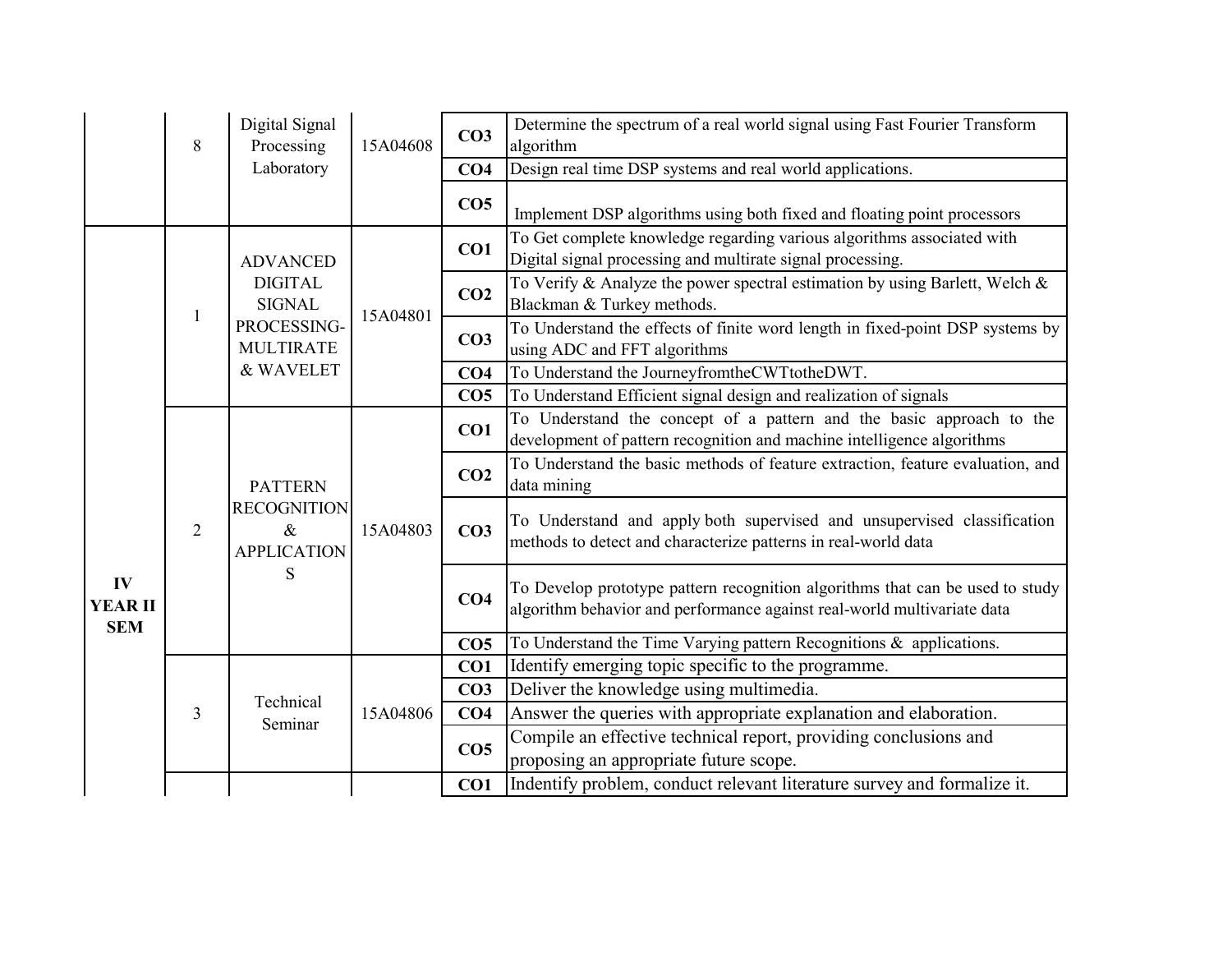| | | | | | |
|---|---|---|---|---|---|
| | 8 | Digital Signal Processing Laboratory | 15A04608 | **CO3** | Determine the spectrum of a real world signal using Fast Fourier Transform algorithm |
| | | | | **CO4** | Design real time DSP systems and real world applications. |
| | | | | **CO5** | Implement DSP algorithms using both fixed and floating point processors |
| **IV YEAR II SEM** | 1 | ADVANCED DIGITAL SIGNAL PROCESSING-MULTIRATE & WAVELET | 15A04801 | **CO1** | To Get complete knowledge regarding various algorithms associated with Digital signal processing and multirate signal processing. |
| | | | | **CO2** | To Verify & Analyze the power spectral estimation by using Barlett, Welch & Blackman & Turkey methods. |
| | | | | **CO3** | To Understand the effects of finite word length in fixed-point DSP systems by using ADC and FFT algorithms |
| | | | | **CO4** | To Understand the JourneyfromtheCWTtotheDWT. |
| | | | | **CO5** | To Understand Efficient signal design and realization of signals |
| | 2 | PATTERN RECOGNITION & APPLICATIONS | 15A04803 | **CO1** | To Understand the concept of a pattern and the basic approach to the development of pattern recognition and machine intelligence algorithms |
| | | | | **CO2** | To Understand the basic methods of feature extraction, feature evaluation, and data mining |
| | | | | **CO3** | To Understand and apply both supervised and unsupervised classification methods to detect and characterize patterns in real-world data |
| | | | | **CO4** | To Develop prototype pattern recognition algorithms that can be used to study algorithm behavior and performance against real-world multivariate data |
| | | | | **CO5** | To Understand the Time Varying pattern Recognitions & applications. |
| | 3 | Technical Seminar | 15A04806 | **CO1** | Identify emerging topic specific to the programme. |
| | | | | **CO3** | Deliver the knowledge using multimedia. |
| | | | | **CO4** | Answer the queries with appropriate explanation and elaboration. |
| | | | | **CO5** | Compile an effective technical report, providing conclusions and proposing an appropriate future scope. |
| | | | | **CO1** | Indentify problem, conduct relevant literature survey and formalize it. |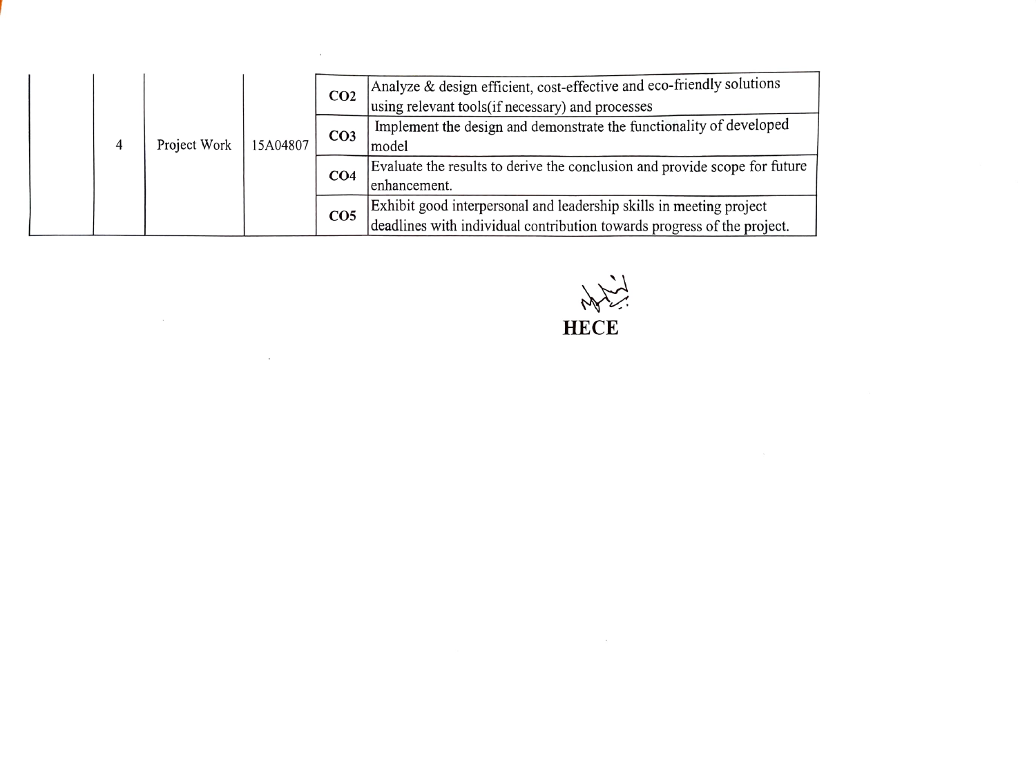| | | | | | |
|---|---|---|---|---|---|
| | 4 | Project Work | 15A04807 | **CO2** | Analyze & design efficient, cost-effective and eco-friendly solutions using relevant tools(if necessary) and processes |
| | | | | **CO3** | Implement the design and demonstrate the functionality of developed model |
| | | | | **CO4** | Evaluate the results to derive the conclusion and provide scope for future enhancement. |
| | | | | **CO5** | Exhibit good interpersonal and leadership skills in meeting project deadlines with individual contribution towards progress of the project. |

**HECE**